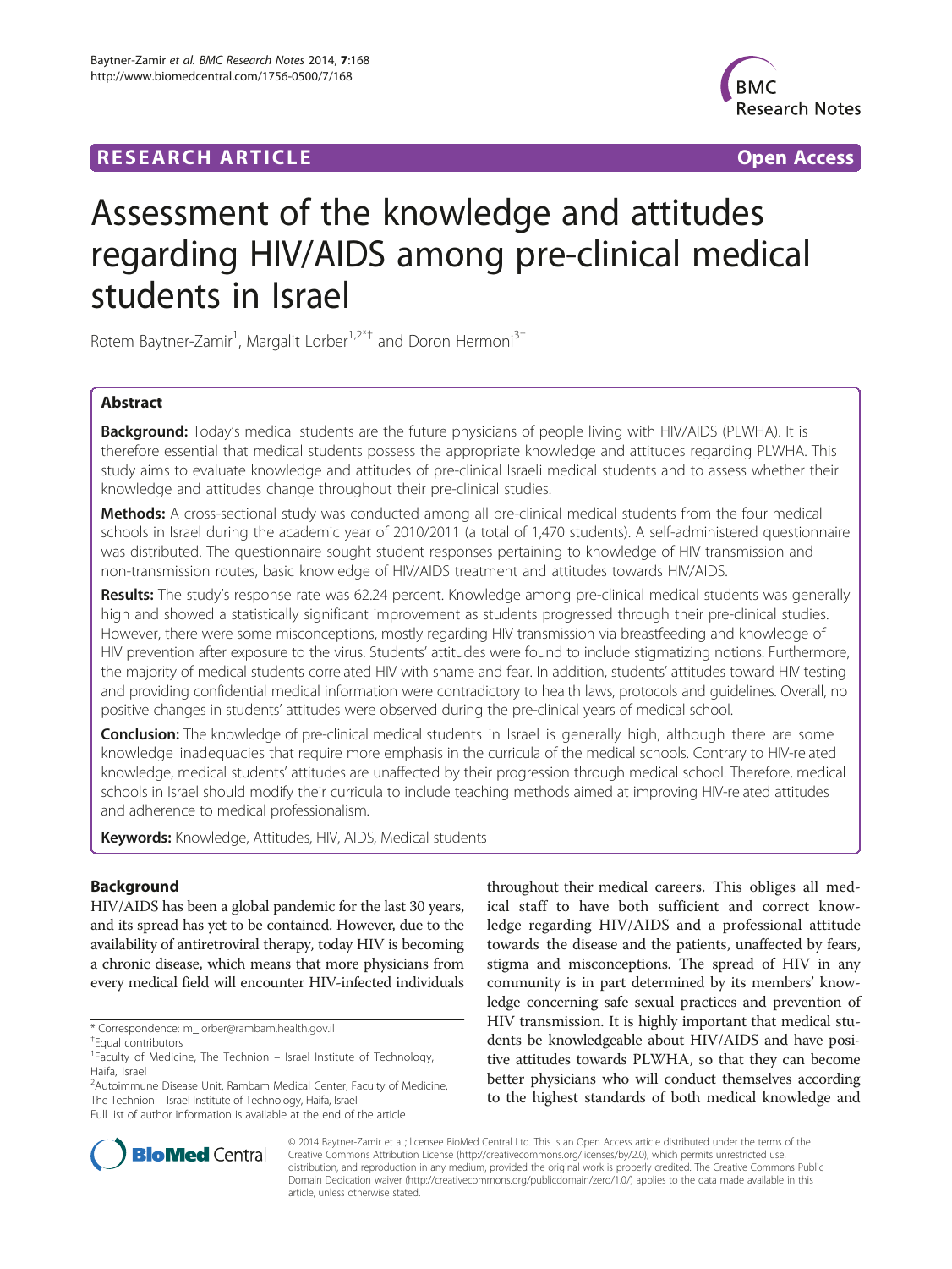RESEARCH ARTICLE Open Access

# Assessment of the knowledge and attitudes regarding HIV/AIDS among pre-clinical medical students in Israel

Rotem Baytner-Zamir[1], Margalit Lorber[1,2*†] and Doron Hermoni[3†]

## Abstract

**Background:** Today's medical students are the future physicians of people living with HIV/AIDS (PLWHA). It is therefore essential that medical students possess the appropriate knowledge and attitudes regarding PLWHA. This study aims to evaluate knowledge and attitudes of pre-clinical Israeli medical students and to assess whether their knowledge and attitudes change throughout their pre-clinical studies.

**Methods:** A cross-sectional study was conducted among all pre-clinical medical students from the four medical schools in Israel during the academic year of 2010/2011 (a total of 1,470 students). A self-administered questionnaire was distributed. The questionnaire sought student responses pertaining to knowledge of HIV transmission and non-transmission routes, basic knowledge of HIV/AIDS treatment and attitudes towards HIV/AIDS.

**Results:** The study's response rate was 62.24 percent. Knowledge among pre-clinical medical students was generally high and showed a statistically significant improvement as students progressed through their pre-clinical studies. However, there were some misconceptions, mostly regarding HIV transmission via breastfeeding and knowledge of HIV prevention after exposure to the virus. Students' attitudes were found to include stigmatizing notions. Furthermore, the majority of medical students correlated HIV with shame and fear. In addition, students' attitudes toward HIV testing and providing confidential medical information were contradictory to health laws, protocols and guidelines. Overall, no positive changes in students' attitudes were observed during the pre-clinical years of medical school.

**Conclusion:** The knowledge of pre-clinical medical students in Israel is generally high, although there are some knowledge inadequacies that require more emphasis in the curricula of the medical schools. Contrary to HIV-related knowledge, medical students' attitudes are unaffected by their progression through medical school. Therefore, medical schools in Israel should modify their curricula to include teaching methods aimed at improving HIV-related attitudes and adherence to medical professionalism.

**Keywords:** Knowledge, Attitudes, HIV, AIDS, Medical students

## Background

HIV/AIDS has been a global pandemic for the last 30 years, and its spread has yet to be contained. However, due to the availability of antiretroviral therapy, today HIV is becoming a chronic disease, which means that more physicians from every medical field will encounter HIV-infected individuals throughout their medical careers. This obliges all medical staff to have both sufficient and correct knowledge regarding HIV/AIDS and a professional attitude towards the disease and the patients, unaffected by fears, stigma and misconceptions. The spread of HIV in any community is in part determined by its members' knowledge concerning safe sexual practices and prevention of HIV transmission. It is highly important that medical students be knowledgeable about HIV/AIDS and have positive attitudes towards PLWHA, so that they can become better physicians who will conduct themselves according to the highest standards of both medical knowledge and

\* Correspondence: m_lorber@rambam.health.gov.il
†Equal contributors
[1]Faculty of Medicine, The Technion – Israel Institute of Technology, Haifa, Israel
[2]Autoimmune Disease Unit, Rambam Medical Center, Faculty of Medicine, The Technion – Israel Institute of Technology, Haifa, Israel
Full list of author information is available at the end of the article

© 2014 Baytner-Zamir et al.; licensee BioMed Central Ltd. This is an Open Access article distributed under the terms of the Creative Commons Attribution License (http://creativecommons.org/licenses/by/2.0), which permits unrestricted use, distribution, and reproduction in any medium, provided the original work is properly credited. The Creative Commons Public Domain Dedication waiver (http://creativecommons.org/publicdomain/zero/1.0/) applies to the data made available in this article, unless otherwise stated.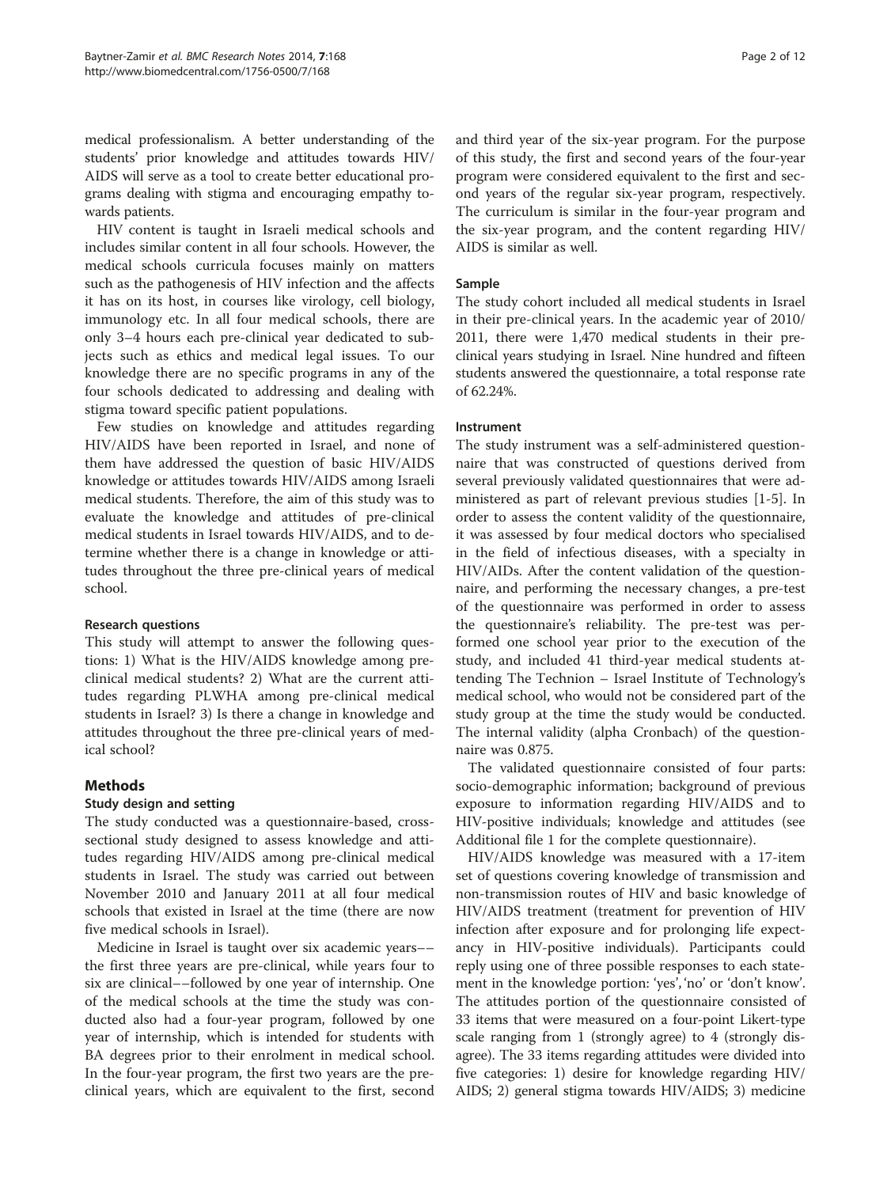medical professionalism. A better understanding of the students' prior knowledge and attitudes towards HIV/AIDS will serve as a tool to create better educational programs dealing with stigma and encouraging empathy towards patients.

HIV content is taught in Israeli medical schools and includes similar content in all four schools. However, the medical schools curricula focuses mainly on matters such as the pathogenesis of HIV infection and the affects it has on its host, in courses like virology, cell biology, immunology etc. In all four medical schools, there are only 3–4 hours each pre-clinical year dedicated to subjects such as ethics and medical legal issues. To our knowledge there are no specific programs in any of the four schools dedicated to addressing and dealing with stigma toward specific patient populations.

Few studies on knowledge and attitudes regarding HIV/AIDS have been reported in Israel, and none of them have addressed the question of basic HIV/AIDS knowledge or attitudes towards HIV/AIDS among Israeli medical students. Therefore, the aim of this study was to evaluate the knowledge and attitudes of pre-clinical medical students in Israel towards HIV/AIDS, and to determine whether there is a change in knowledge or attitudes throughout the three pre-clinical years of medical school.

### Research questions

This study will attempt to answer the following questions: 1) What is the HIV/AIDS knowledge among pre-clinical medical students? 2) What are the current attitudes regarding PLWHA among pre-clinical medical students in Israel? 3) Is there a change in knowledge and attitudes throughout the three pre-clinical years of medical school?

## Methods

### Study design and setting

The study conducted was a questionnaire-based, cross-sectional study designed to assess knowledge and attitudes regarding HIV/AIDS among pre-clinical medical students in Israel. The study was carried out between November 2010 and January 2011 at all four medical schools that existed in Israel at the time (there are now five medical schools in Israel).

Medicine in Israel is taught over six academic years––the first three years are pre-clinical, while years four to six are clinical––followed by one year of internship. One of the medical schools at the time the study was conducted also had a four-year program, followed by one year of internship, which is intended for students with BA degrees prior to their enrolment in medical school. In the four-year program, the first two years are the pre-clinical years, which are equivalent to the first, second and third year of the six-year program. For the purpose of this study, the first and second years of the four-year program were considered equivalent to the first and second years of the regular six-year program, respectively. The curriculum is similar in the four-year program and the six-year program, and the content regarding HIV/AIDS is similar as well.

### Sample

The study cohort included all medical students in Israel in their pre-clinical years. In the academic year of 2010/2011, there were 1,470 medical students in their pre-clinical years studying in Israel. Nine hundred and fifteen students answered the questionnaire, a total response rate of 62.24%.

### Instrument

The study instrument was a self-administered questionnaire that was constructed of questions derived from several previously validated questionnaires that were administered as part of relevant previous studies [1-5]. In order to assess the content validity of the questionnaire, it was assessed by four medical doctors who specialised in the field of infectious diseases, with a specialty in HIV/AIDs. After the content validation of the questionnaire, and performing the necessary changes, a pre-test of the questionnaire was performed in order to assess the questionnaire's reliability. The pre-test was performed one school year prior to the execution of the study, and included 41 third-year medical students attending The Technion – Israel Institute of Technology's medical school, who would not be considered part of the study group at the time the study would be conducted. The internal validity (alpha Cronbach) of the questionnaire was 0.875.

The validated questionnaire consisted of four parts: socio-demographic information; background of previous exposure to information regarding HIV/AIDS and to HIV-positive individuals; knowledge and attitudes (see Additional file 1 for the complete questionnaire).

HIV/AIDS knowledge was measured with a 17-item set of questions covering knowledge of transmission and non-transmission routes of HIV and basic knowledge of HIV/AIDS treatment (treatment for prevention of HIV infection after exposure and for prolonging life expectancy in HIV-positive individuals). Participants could reply using one of three possible responses to each statement in the knowledge portion: 'yes', 'no' or 'don't know'. The attitudes portion of the questionnaire consisted of 33 items that were measured on a four-point Likert-type scale ranging from 1 (strongly agree) to 4 (strongly disagree). The 33 items regarding attitudes were divided into five categories: 1) desire for knowledge regarding HIV/AIDS; 2) general stigma towards HIV/AIDS; 3) medicine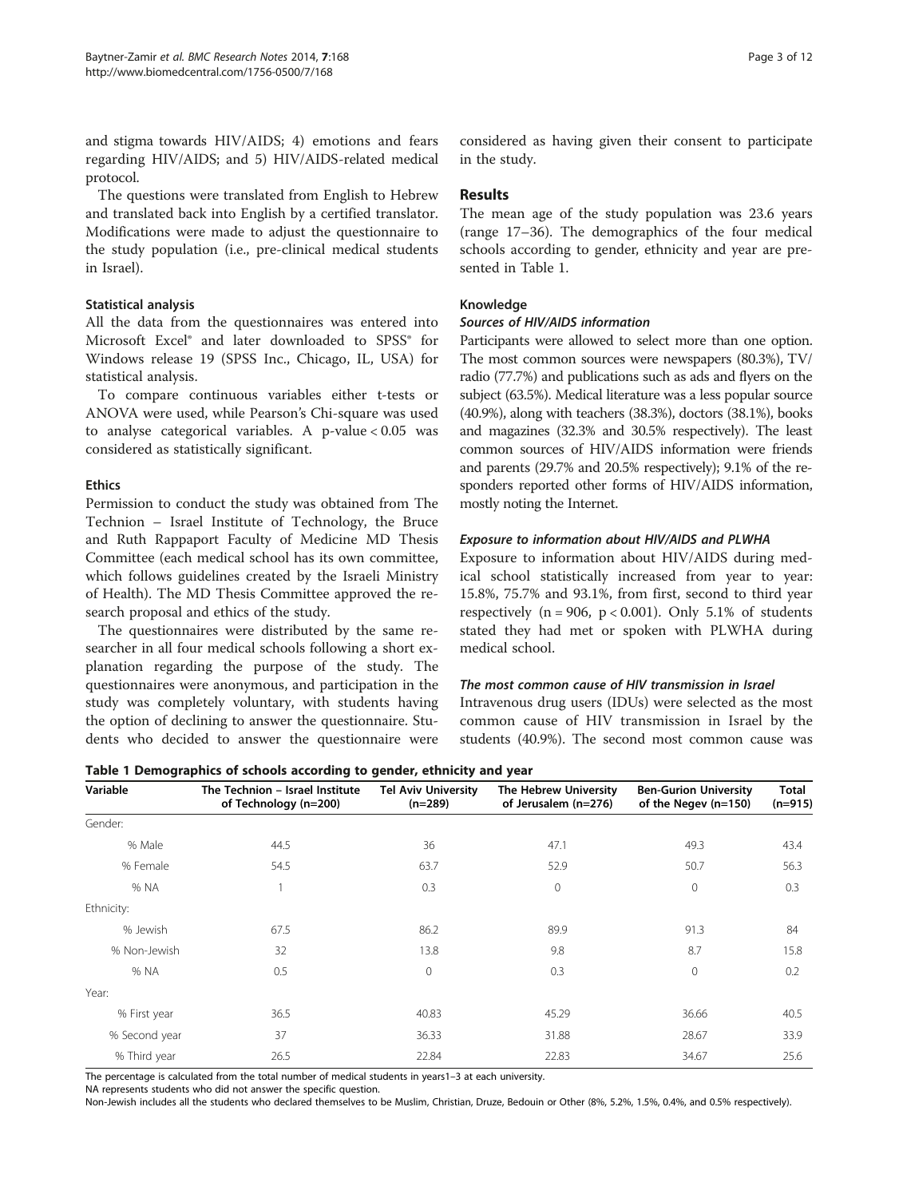and stigma towards HIV/AIDS; 4) emotions and fears regarding HIV/AIDS; and 5) HIV/AIDS-related medical protocol.

The questions were translated from English to Hebrew and translated back into English by a certified translator. Modifications were made to adjust the questionnaire to the study population (i.e., pre-clinical medical students in Israel).

### Statistical analysis

All the data from the questionnaires was entered into Microsoft Excel® and later downloaded to SPSS® for Windows release 19 (SPSS Inc., Chicago, IL, USA) for statistical analysis.

To compare continuous variables either t-tests or ANOVA were used, while Pearson's Chi-square was used to analyse categorical variables. A p-value < 0.05 was considered as statistically significant.

### Ethics

Permission to conduct the study was obtained from The Technion – Israel Institute of Technology, the Bruce and Ruth Rappaport Faculty of Medicine MD Thesis Committee (each medical school has its own committee, which follows guidelines created by the Israeli Ministry of Health). The MD Thesis Committee approved the research proposal and ethics of the study.

The questionnaires were distributed by the same researcher in all four medical schools following a short explanation regarding the purpose of the study. The questionnaires were anonymous, and participation in the study was completely voluntary, with students having the option of declining to answer the questionnaire. Students who decided to answer the questionnaire were considered as having given their consent to participate in the study.

## Results

The mean age of the study population was 23.6 years (range 17–36). The demographics of the four medical schools according to gender, ethnicity and year are presented in Table 1.

### Knowledge

#### *Sources of HIV/AIDS information*

Participants were allowed to select more than one option. The most common sources were newspapers (80.3%), TV/radio (77.7%) and publications such as ads and flyers on the subject (63.5%). Medical literature was a less popular source (40.9%), along with teachers (38.3%), doctors (38.1%), books and magazines (32.3% and 30.5% respectively). The least common sources of HIV/AIDS information were friends and parents (29.7% and 20.5% respectively); 9.1% of the responders reported other forms of HIV/AIDS information, mostly noting the Internet.

#### *Exposure to information about HIV/AIDS and PLWHA*

Exposure to information about HIV/AIDS during medical school statistically increased from year to year: 15.8%, 75.7% and 93.1%, from first, second to third year respectively ($n = 906$, $p < 0.001$). Only 5.1% of students stated they had met or spoken with PLWHA during medical school.

#### *The most common cause of HIV transmission in Israel*

Intravenous drug users (IDUs) were selected as the most common cause of HIV transmission in Israel by the students (40.9%). The second most common cause was

**Table 1 Demographics of schools according to gender, ethnicity and year**

| Variable | The Technion – Israel Institute of Technology (n=200) | Tel Aviv University (n=289) | The Hebrew University of Jerusalem (n=276) | Ben-Gurion University of the Negev (n=150) | Total (n=915) |
|---|---|---|---|---|---|
| Gender: | | | | | |
| % Male | 44.5 | 36 | 47.1 | 49.3 | 43.4 |
| % Female | 54.5 | 63.7 | 52.9 | 50.7 | 56.3 |
| % NA | 1 | 0.3 | 0 | 0 | 0.3 |
| Ethnicity: | | | | | |
| % Jewish | 67.5 | 86.2 | 89.9 | 91.3 | 84 |
| % Non-Jewish | 32 | 13.8 | 9.8 | 8.7 | 15.8 |
| % NA | 0.5 | 0 | 0.3 | 0 | 0.2 |
| Year: | | | | | |
| % First year | 36.5 | 40.83 | 45.29 | 36.66 | 40.5 |
| % Second year | 37 | 36.33 | 31.88 | 28.67 | 33.9 |
| % Third year | 26.5 | 22.84 | 22.83 | 34.67 | 25.6 |

The percentage is calculated from the total number of medical students in years1–3 at each university.
NA represents students who did not answer the specific question.
Non-Jewish includes all the students who declared themselves to be Muslim, Christian, Druze, Bedouin or Other (8%, 5.2%, 1.5%, 0.4%, and 0.5% respectively).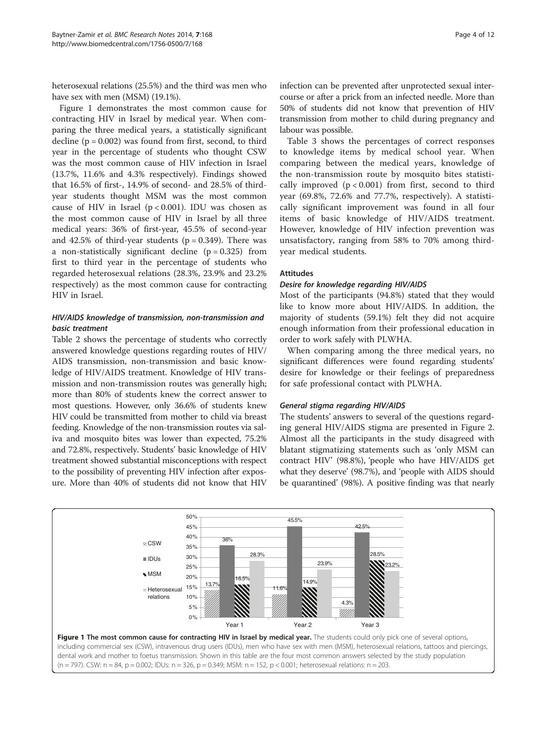heterosexual relations (25.5%) and the third was men who have sex with men (MSM) (19.1%).

Figure 1 demonstrates the most common cause for contracting HIV in Israel by medical year. When comparing the three medical years, a statistically significant decline ($p = 0.002$) was found from first, second, to third year in the percentage of students who thought CSW was the most common cause of HIV infection in Israel (13.7%, 11.6% and 4.3% respectively). Findings showed that 16.5% of first-, 14.9% of second- and 28.5% of third-year students thought MSM was the most common cause of HIV in Israel ($p < 0.001$). IDU was chosen as the most common cause of HIV in Israel by all three medical years: 36% of first-year, 45.5% of second-year and 42.5% of third-year students ($p = 0.349$). There was a non-statistically significant decline ($p = 0.325$) from first to third year in the percentage of students who regarded heterosexual relations (28.3%, 23.9% and 23.2% respectively) as the most common cause for contracting HIV in Israel.

### *HIV/AIDS knowledge of transmission, non-transmission and basic treatment*

Table 2 shows the percentage of students who correctly answered knowledge questions regarding routes of HIV/AIDS transmission, non-transmission and basic knowledge of HIV/AIDS treatment. Knowledge of HIV transmission and non-transmission routes was generally high; more than 80% of students knew the correct answer to most questions. However, only 36.6% of students knew HIV could be transmitted from mother to child via breast feeding. Knowledge of the non-transmission routes via saliva and mosquito bites was lower than expected, 75.2% and 72.8%, respectively. Students' basic knowledge of HIV treatment showed substantial misconceptions with respect to the possibility of preventing HIV infection after exposure. More than 40% of students did not know that HIV infection can be prevented after unprotected sexual intercourse or after a prick from an infected needle. More than 50% of students did not know that prevention of HIV transmission from mother to child during pregnancy and labour was possible.

Table 3 shows the percentages of correct responses to knowledge items by medical school year. When comparing between the medical years, knowledge of the non-transmission route by mosquito bites statistically improved ($p < 0.001$) from first, second to third year (69.8%, 72.6% and 77.7%, respectively). A statistically significant improvement was found in all four items of basic knowledge of HIV/AIDS treatment. However, knowledge of HIV infection prevention was unsatisfactory, ranging from 58% to 70% among third-year medical students.

## Attitudes

### *Desire for knowledge regarding HIV/AIDS*

Most of the participants (94.8%) stated that they would like to know more about HIV/AIDS. In addition, the majority of students (59.1%) felt they did not acquire enough information from their professional education in order to work safely with PLWHA.

When comparing among the three medical years, no significant differences were found regarding students' desire for knowledge or their feelings of preparedness for safe professional contact with PLWHA.

### *General stigma regarding HIV/AIDS*

The students' answers to several of the questions regarding general HIV/AIDS stigma are presented in Figure 2. Almost all the participants in the study disagreed with blatant stigmatizing statements such as 'only MSM can contract HIV' (98.8%), 'people who have HIV/AIDS get what they deserve' (98.7%), and 'people with AIDS should be quarantined' (98%). A positive finding was that nearly

**Figure 1 The most common cause for contracting HIV in Israel by medical year.** The students could only pick one of several options, including commercial sex (CSW), intravenous drug users (IDUs), men who have sex with men (MSM), heterosexual relations, tattoos and piercings, dental work and mother to foetus transmission. Shown in this table are the four most common answers selected by the study population ($n = 797$). CSW: $n = 84$, $p = 0.002$; IDUs: $n = 326$, $p = 0.349$; MSM: $n = 152$, $p < 0.001$; heterosexual relations: $n = 203$.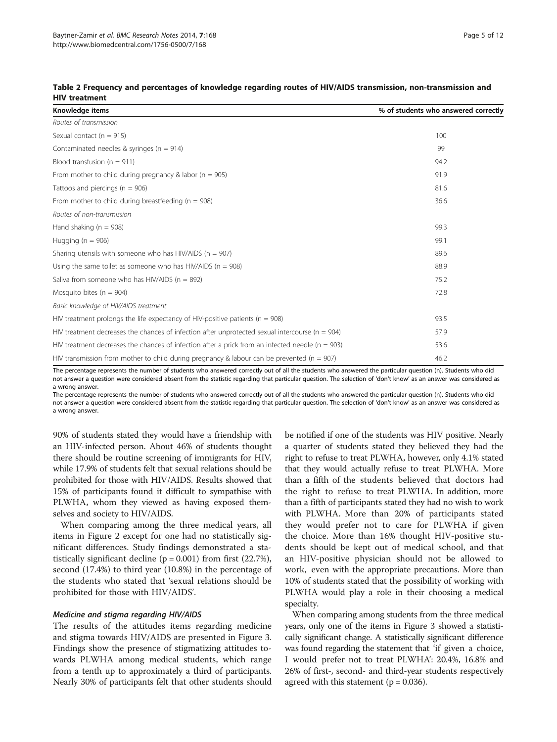**Table 2 Frequency and percentages of knowledge regarding routes of HIV/AIDS transmission, non-transmission and HIV treatment**

| Knowledge items | % of students who answered correctly |
|---|---|
| *Routes of transmission* | |
| Sexual contact (n = 915) | 100 |
| Contaminated needles & syringes (n = 914) | 99 |
| Blood transfusion (n = 911) | 94.2 |
| From mother to child during pregnancy & labor (n = 905) | 91.9 |
| Tattoos and piercings (n = 906) | 81.6 |
| From mother to child during breastfeeding (n = 908) | 36.6 |
| *Routes of non-transmission* | |
| Hand shaking (n = 908) | 99.3 |
| Hugging (n = 906) | 99.1 |
| Sharing utensils with someone who has HIV/AIDS (n = 907) | 89.6 |
| Using the same toilet as someone who has HIV/AIDS (n = 908) | 88.9 |
| Saliva from someone who has HIV/AIDS (n = 892) | 75.2 |
| Mosquito bites (n = 904) | 72.8 |
| *Basic knowledge of HIV/AIDS treatment* | |
| HIV treatment prolongs the life expectancy of HIV-positive patients (n = 908) | 93.5 |
| HIV treatment decreases the chances of infection after unprotected sexual intercourse (n = 904) | 57.9 |
| HIV treatment decreases the chances of infection after a prick from an infected needle (n = 903) | 53.6 |
| HIV transmission from mother to child during pregnancy & labour can be prevented (n = 907) | 46.2 |

The percentage represents the number of students who answered correctly out of all the students who answered the particular question (n). Students who did not answer a question were considered absent from the statistic regarding that particular question. The selection of 'don't know' as an answer was considered as a wrong answer.

The percentage represents the number of students who answered correctly out of all the students who answered the particular question (n). Students who did not answer a question were considered absent from the statistic regarding that particular question. The selection of 'don't know' as an answer was considered as a wrong answer.

90% of students stated they would have a friendship with an HIV-infected person. About 46% of students thought there should be routine screening of immigrants for HIV, while 17.9% of students felt that sexual relations should be prohibited for those with HIV/AIDS. Results showed that 15% of participants found it difficult to sympathise with PLWHA, whom they viewed as having exposed themselves and society to HIV/AIDS.

When comparing among the three medical years, all items in Figure 2 except for one had no statistically significant differences. Study findings demonstrated a statistically significant decline ($p = 0.001$) from first (22.7%), second (17.4%) to third year (10.8%) in the percentage of the students who stated that 'sexual relations should be prohibited for those with HIV/AIDS'.

#### *Medicine and stigma regarding HIV/AIDS*

The results of the attitudes items regarding medicine and stigma towards HIV/AIDS are presented in Figure 3. Findings show the presence of stigmatizing attitudes towards PLWHA among medical students, which range from a tenth up to approximately a third of participants. Nearly 30% of participants felt that other students should be notified if one of the students was HIV positive. Nearly a quarter of students stated they believed they had the right to refuse to treat PLWHA, however, only 4.1% stated that they would actually refuse to treat PLWHA. More than a fifth of the students believed that doctors had the right to refuse to treat PLWHA. In addition, more than a fifth of participants stated they had no wish to work with PLWHA. More than 20% of participants stated they would prefer not to care for PLWHA if given the choice. More than 16% thought HIV-positive students should be kept out of medical school, and that an HIV-positive physician should not be allowed to work, even with the appropriate precautions. More than 10% of students stated that the possibility of working with PLWHA would play a role in their choosing a medical specialty.

When comparing among students from the three medical years, only one of the items in Figure 3 showed a statistically significant change. A statistically significant difference was found regarding the statement that 'if given a choice, I would prefer not to treat PLWHA': 20.4%, 16.8% and 26% of first-, second- and third-year students respectively agreed with this statement ($p = 0.036$).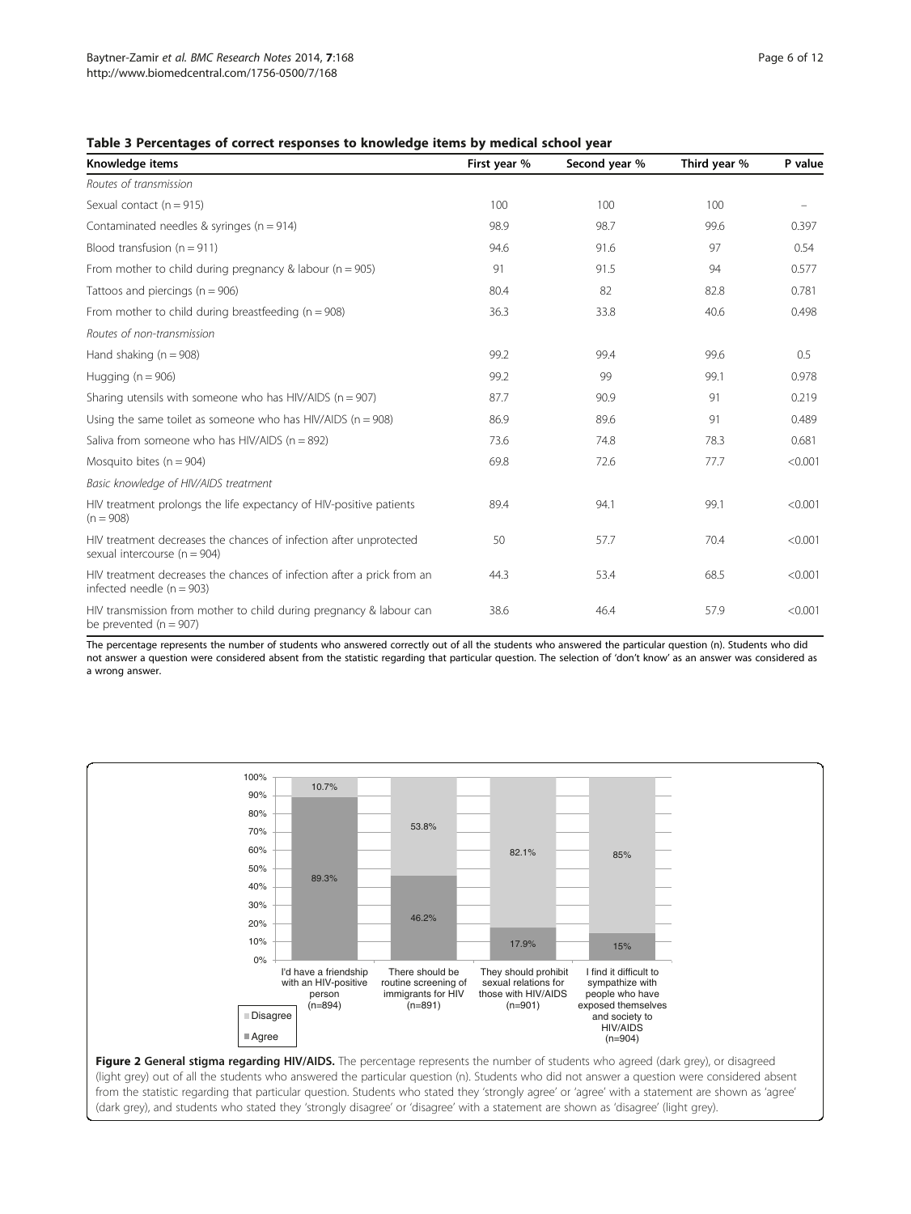**Table 3 Percentages of correct responses to knowledge items by medical school year**

| Knowledge items | First year % | Second year % | Third year % | P value |
|---|---|---|---|---|
| *Routes of transmission* | | | | |
| Sexual contact (n = 915) | 100 | 100 | 100 | – |
| Contaminated needles & syringes (n = 914) | 98.9 | 98.7 | 99.6 | 0.397 |
| Blood transfusion (n = 911) | 94.6 | 91.6 | 97 | 0.54 |
| From mother to child during pregnancy & labour (n = 905) | 91 | 91.5 | 94 | 0.577 |
| Tattoos and piercings (n = 906) | 80.4 | 82 | 82.8 | 0.781 |
| From mother to child during breastfeeding (n = 908) | 36.3 | 33.8 | 40.6 | 0.498 |
| *Routes of non-transmission* | | | | |
| Hand shaking (n = 908) | 99.2 | 99.4 | 99.6 | 0.5 |
| Hugging (n = 906) | 99.2 | 99 | 99.1 | 0.978 |
| Sharing utensils with someone who has HIV/AIDS (n = 907) | 87.7 | 90.9 | 91 | 0.219 |
| Using the same toilet as someone who has HIV/AIDS (n = 908) | 86.9 | 89.6 | 91 | 0.489 |
| Saliva from someone who has HIV/AIDS (n = 892) | 73.6 | 74.8 | 78.3 | 0.681 |
| Mosquito bites (n = 904) | 69.8 | 72.6 | 77.7 | <0.001 |
| *Basic knowledge of HIV/AIDS treatment* | | | | |
| HIV treatment prolongs the life expectancy of HIV-positive patients (n = 908) | 89.4 | 94.1 | 99.1 | <0.001 |
| HIV treatment decreases the chances of infection after unprotected sexual intercourse (n = 904) | 50 | 57.7 | 70.4 | <0.001 |
| HIV treatment decreases the chances of infection after a prick from an infected needle (n = 903) | 44.3 | 53.4 | 68.5 | <0.001 |
| HIV transmission from mother to child during pregnancy & labour can be prevented (n = 907) | 38.6 | 46.4 | 57.9 | <0.001 |

The percentage represents the number of students who answered correctly out of all the students who answered the particular question (n). Students who did not answer a question were considered absent from the statistic regarding that particular question. The selection of 'don't know' as an answer was considered as a wrong answer.

| Statement | Agree | Disagree |
|---|---|---|
| I'd have a friendship with an HIV-positive person (n=894) | 89.3% | 10.7% |
| There should be routine screening of immigrants for HIV (n=891) | 46.2% | 53.8% |
| They should prohibit sexual relations for those with HIV/AIDS (n=901) | 17.9% | 82.1% |
| I find it difficult to sympathize with people who have exposed themselves and society to HIV/AIDS (n=904) | 15% | 85% |

**Figure 2 General stigma regarding HIV/AIDS.** The percentage represents the number of students who agreed (dark grey), or disagreed (light grey) out of all the students who answered the particular question (n). Students who did not answer a question were considered absent from the statistic regarding that particular question. Students who stated they 'strongly agree' or 'agree' with a statement are shown as 'agree' (dark grey), and students who stated they 'strongly disagree' or 'disagree' with a statement are shown as 'disagree' (light grey).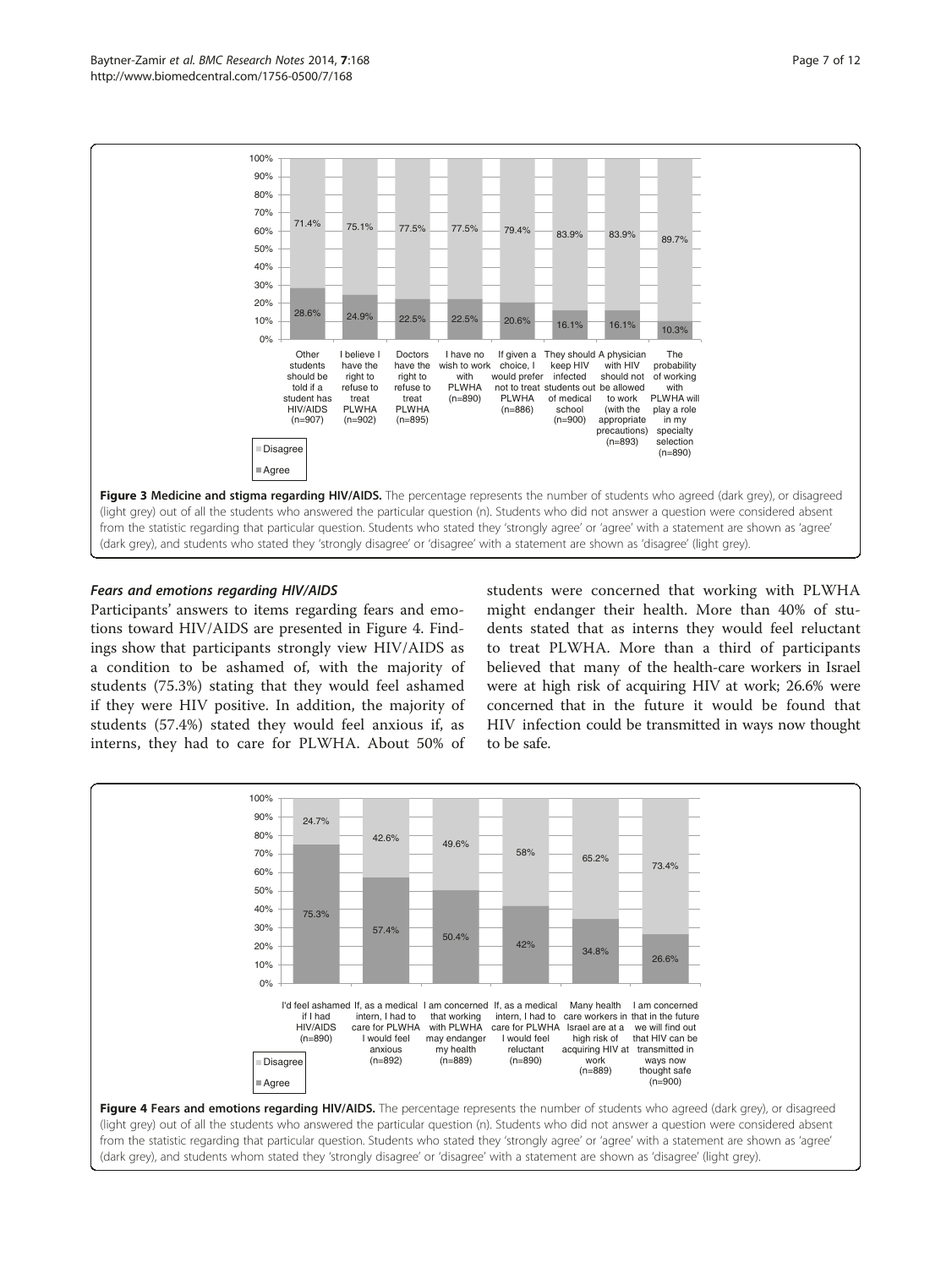**Figure 3 Medicine and stigma regarding HIV/AIDS.** The percentage represents the number of students who agreed (dark grey), or disagreed (light grey) out of all the students who answered the particular question (n). Students who did not answer a question were considered absent from the statistic regarding that particular question. Students who stated they 'strongly agree' or 'agree' with a statement are shown as 'agree' (dark grey), and students who stated they 'strongly disagree' or 'disagree' with a statement are shown as 'disagree' (light grey).

### *Fears and emotions regarding HIV/AIDS*

Participants' answers to items regarding fears and emotions toward HIV/AIDS are presented in Figure 4. Findings show that participants strongly view HIV/AIDS as a condition to be ashamed of, with the majority of students (75.3%) stating that they would feel ashamed if they were HIV positive. In addition, the majority of students (57.4%) stated they would feel anxious if, as interns, they had to care for PLWHA. About 50% of students were concerned that working with PLWHA might endanger their health. More than 40% of students stated that as interns they would feel reluctant to treat PLWHA. More than a third of participants believed that many of the health-care workers in Israel were at high risk of acquiring HIV at work; 26.6% were concerned that in the future it would be found that HIV infection could be transmitted in ways now thought to be safe.

**Figure 4 Fears and emotions regarding HIV/AIDS.** The percentage represents the number of students who agreed (dark grey), or disagreed (light grey) out of all the students who answered the particular question (n). Students who did not answer a question were considered absent from the statistic regarding that particular question. Students who stated they 'strongly agree' or 'agree' with a statement are shown as 'agree' (dark grey), and students whom stated they 'strongly disagree' or 'disagree' with a statement are shown as 'disagree' (light grey).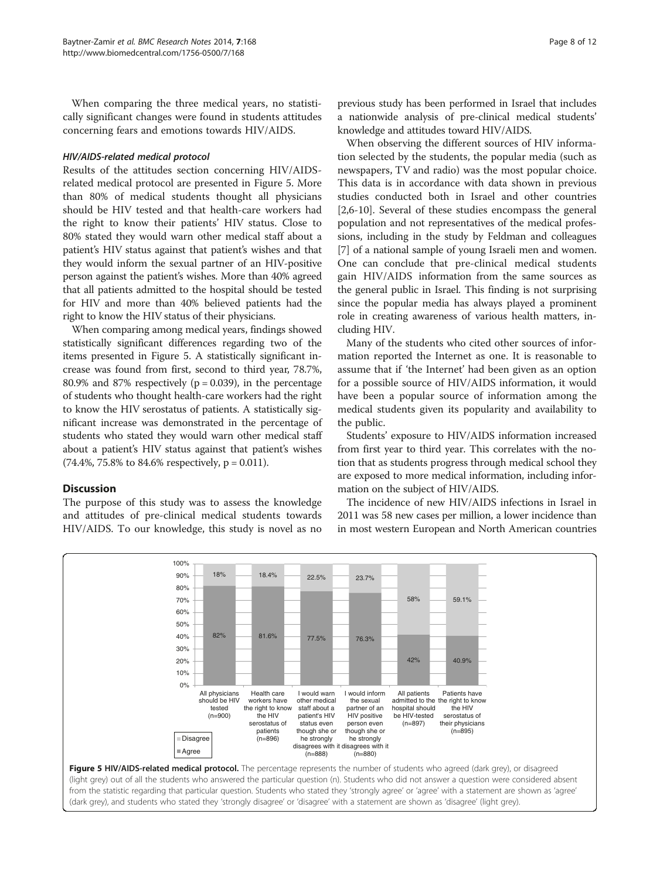When comparing the three medical years, no statistically significant changes were found in students attitudes concerning fears and emotions towards HIV/AIDS.

#### *HIV/AIDS-related medical protocol*

Results of the attitudes section concerning HIV/AIDS-related medical protocol are presented in Figure 5. More than 80% of medical students thought all physicians should be HIV tested and that health-care workers had the right to know their patients' HIV status. Close to 80% stated they would warn other medical staff about a patient's HIV status against that patient's wishes and that they would inform the sexual partner of an HIV-positive person against the patient's wishes. More than 40% agreed that all patients admitted to the hospital should be tested for HIV and more than 40% believed patients had the right to know the HIV status of their physicians.

When comparing among medical years, findings showed statistically significant differences regarding two of the items presented in Figure 5. A statistically significant increase was found from first, second to third year, 78.7%, 80.9% and 87% respectively ($p = 0.039$), in the percentage of students who thought health-care workers had the right to know the HIV serostatus of patients. A statistically significant increase was demonstrated in the percentage of students who stated they would warn other medical staff about a patient's HIV status against that patient's wishes (74.4%, 75.8% to 84.6% respectively, $p = 0.011$).

## Discussion

The purpose of this study was to assess the knowledge and attitudes of pre-clinical medical students towards HIV/AIDS. To our knowledge, this study is novel as no previous study has been performed in Israel that includes a nationwide analysis of pre-clinical medical students' knowledge and attitudes toward HIV/AIDS.

When observing the different sources of HIV information selected by the students, the popular media (such as newspapers, TV and radio) was the most popular choice. This data is in accordance with data shown in previous studies conducted both in Israel and other countries [2,6-10]. Several of these studies encompass the general population and not representatives of the medical professions, including in the study by Feldman and colleagues [7] of a national sample of young Israeli men and women. One can conclude that pre-clinical medical students gain HIV/AIDS information from the same sources as the general public in Israel. This finding is not surprising since the popular media has always played a prominent role in creating awareness of various health matters, including HIV.

Many of the students who cited other sources of information reported the Internet as one. It is reasonable to assume that if 'the Internet' had been given as an option for a possible source of HIV/AIDS information, it would have been a popular source of information among the medical students given its popularity and availability to the public.

Students' exposure to HIV/AIDS information increased from first year to third year. This correlates with the notion that as students progress through medical school they are exposed to more medical information, including information on the subject of HIV/AIDS.

The incidence of new HIV/AIDS infections in Israel in 2011 was 58 new cases per million, a lower incidence than in most western European and North American countries

100%
90%
80%
70%
60%
50%
40%
30%
20%
10%
0%

18%
82%
All physicians should be HIV tested (n=900)

18.4%
81.6%
Health care workers have the right to know the HIV serostatus of patients (n=896)

22.5%
77.5%
I would warn other medical staff about a patient's HIV status even though she or he strongly disagrees with it (n=888)

23.7%
76.3%
I would inform the sexual partner of an HIV positive person even though she or he strongly disagrees with it (n=880)

58%
42%
All patients admitted to the hospital should be HIV-tested (n=897)

59.1%
40.9%
Patients have the right to know the HIV serostatus of their physicians (n=895)

Disagree
Agree

**Figure 5 HIV/AIDS-related medical protocol.** The percentage represents the number of students who agreed (dark grey), or disagreed (light grey) out of all the students who answered the particular question (n). Students who did not answer a question were considered absent from the statistic regarding that particular question. Students who stated they 'strongly agree' or 'agree' with a statement are shown as 'agree' (dark grey), and students who stated they 'strongly disagree' or 'disagree' with a statement are shown as 'disagree' (light grey).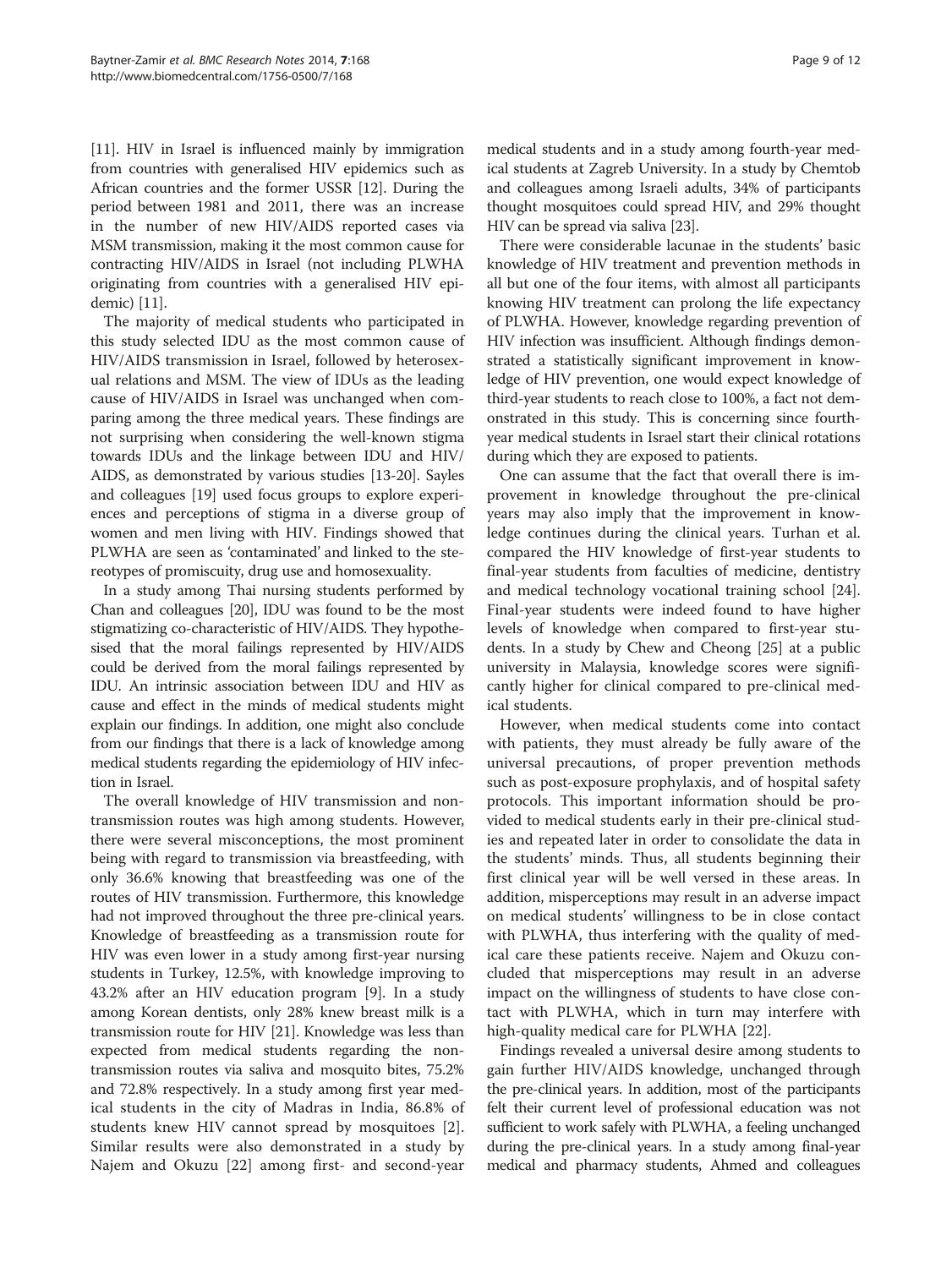[11]. HIV in Israel is influenced mainly by immigration from countries with generalised HIV epidemics such as African countries and the former USSR [12]. During the period between 1981 and 2011, there was an increase in the number of new HIV/AIDS reported cases via MSM transmission, making it the most common cause for contracting HIV/AIDS in Israel (not including PLWHA originating from countries with a generalised HIV epidemic) [11].

The majority of medical students who participated in this study selected IDU as the most common cause of HIV/AIDS transmission in Israel, followed by heterosexual relations and MSM. The view of IDUs as the leading cause of HIV/AIDS in Israel was unchanged when comparing among the three medical years. These findings are not surprising when considering the well-known stigma towards IDUs and the linkage between IDU and HIV/AIDS, as demonstrated by various studies [13-20]. Sayles and colleagues [19] used focus groups to explore experiences and perceptions of stigma in a diverse group of women and men living with HIV. Findings showed that PLWHA are seen as 'contaminated' and linked to the stereotypes of promiscuity, drug use and homosexuality.

In a study among Thai nursing students performed by Chan and colleagues [20], IDU was found to be the most stigmatizing co-characteristic of HIV/AIDS. They hypothesised that the moral failings represented by HIV/AIDS could be derived from the moral failings represented by IDU. An intrinsic association between IDU and HIV as cause and effect in the minds of medical students might explain our findings. In addition, one might also conclude from our findings that there is a lack of knowledge among medical students regarding the epidemiology of HIV infection in Israel.

The overall knowledge of HIV transmission and non-transmission routes was high among students. However, there were several misconceptions, the most prominent being with regard to transmission via breastfeeding, with only 36.6% knowing that breastfeeding was one of the routes of HIV transmission. Furthermore, this knowledge had not improved throughout the three pre-clinical years. Knowledge of breastfeeding as a transmission route for HIV was even lower in a study among first-year nursing students in Turkey, 12.5%, with knowledge improving to 43.2% after an HIV education program [9]. In a study among Korean dentists, only 28% knew breast milk is a transmission route for HIV [21]. Knowledge was less than expected from medical students regarding the non-transmission routes via saliva and mosquito bites, 75.2% and 72.8% respectively. In a study among first year medical students in the city of Madras in India, 86.8% of students knew HIV cannot spread by mosquitoes [2]. Similar results were also demonstrated in a study by Najem and Okuzu [22] among first- and second-year medical students and in a study among fourth-year medical students at Zagreb University. In a study by Chemtob and colleagues among Israeli adults, 34% of participants thought mosquitoes could spread HIV, and 29% thought HIV can be spread via saliva [23].

There were considerable lacunae in the students' basic knowledge of HIV treatment and prevention methods in all but one of the four items, with almost all participants knowing HIV treatment can prolong the life expectancy of PLWHA. However, knowledge regarding prevention of HIV infection was insufficient. Although findings demonstrated a statistically significant improvement in knowledge of HIV prevention, one would expect knowledge of third-year students to reach close to 100%, a fact not demonstrated in this study. This is concerning since fourth-year medical students in Israel start their clinical rotations during which they are exposed to patients.

One can assume that the fact that overall there is improvement in knowledge throughout the pre-clinical years may also imply that the improvement in knowledge continues during the clinical years. Turhan et al. compared the HIV knowledge of first-year students to final-year students from faculties of medicine, dentistry and medical technology vocational training school [24]. Final-year students were indeed found to have higher levels of knowledge when compared to first-year students. In a study by Chew and Cheong [25] at a public university in Malaysia, knowledge scores were significantly higher for clinical compared to pre-clinical medical students.

However, when medical students come into contact with patients, they must already be fully aware of the universal precautions, of proper prevention methods such as post-exposure prophylaxis, and of hospital safety protocols. This important information should be provided to medical students early in their pre-clinical studies and repeated later in order to consolidate the data in the students' minds. Thus, all students beginning their first clinical year will be well versed in these areas. In addition, misperceptions may result in an adverse impact on medical students' willingness to be in close contact with PLWHA, thus interfering with the quality of medical care these patients receive. Najem and Okuzu concluded that misperceptions may result in an adverse impact on the willingness of students to have close contact with PLWHA, which in turn may interfere with high-quality medical care for PLWHA [22].

Findings revealed a universal desire among students to gain further HIV/AIDS knowledge, unchanged through the pre-clinical years. In addition, most of the participants felt their current level of professional education was not sufficient to work safely with PLWHA, a feeling unchanged during the pre-clinical years. In a study among final-year medical and pharmacy students, Ahmed and colleagues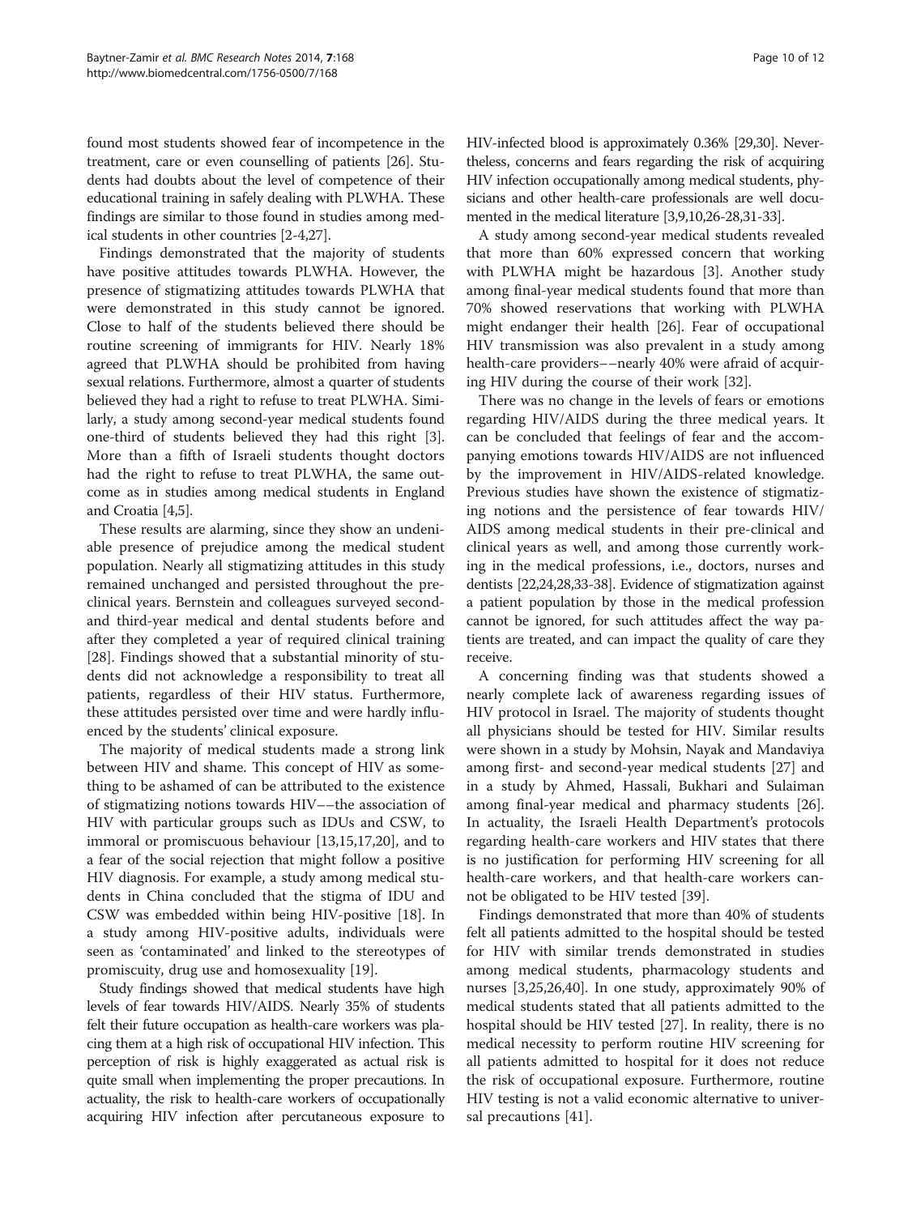found most students showed fear of incompetence in the treatment, care or even counselling of patients [26]. Students had doubts about the level of competence of their educational training in safely dealing with PLWHA. These findings are similar to those found in studies among medical students in other countries [2-4,27].

Findings demonstrated that the majority of students have positive attitudes towards PLWHA. However, the presence of stigmatizing attitudes towards PLWHA that were demonstrated in this study cannot be ignored. Close to half of the students believed there should be routine screening of immigrants for HIV. Nearly 18% agreed that PLWHA should be prohibited from having sexual relations. Furthermore, almost a quarter of students believed they had a right to refuse to treat PLWHA. Similarly, a study among second-year medical students found one-third of students believed they had this right [3]. More than a fifth of Israeli students thought doctors had the right to refuse to treat PLWHA, the same outcome as in studies among medical students in England and Croatia [4,5].

These results are alarming, since they show an undeniable presence of prejudice among the medical student population. Nearly all stigmatizing attitudes in this study remained unchanged and persisted throughout the preclinical years. Bernstein and colleagues surveyed second- and third-year medical and dental students before and after they completed a year of required clinical training [28]. Findings showed that a substantial minority of students did not acknowledge a responsibility to treat all patients, regardless of their HIV status. Furthermore, these attitudes persisted over time and were hardly influenced by the students' clinical exposure.

The majority of medical students made a strong link between HIV and shame. This concept of HIV as something to be ashamed of can be attributed to the existence of stigmatizing notions towards HIV––the association of HIV with particular groups such as IDUs and CSW, to immoral or promiscuous behaviour [13,15,17,20], and to a fear of the social rejection that might follow a positive HIV diagnosis. For example, a study among medical students in China concluded that the stigma of IDU and CSW was embedded within being HIV-positive [18]. In a study among HIV-positive adults, individuals were seen as 'contaminated' and linked to the stereotypes of promiscuity, drug use and homosexuality [19].

Study findings showed that medical students have high levels of fear towards HIV/AIDS. Nearly 35% of students felt their future occupation as health-care workers was placing them at a high risk of occupational HIV infection. This perception of risk is highly exaggerated as actual risk is quite small when implementing the proper precautions. In actuality, the risk to health-care workers of occupationally acquiring HIV infection after percutaneous exposure to HIV-infected blood is approximately 0.36% [29,30]. Nevertheless, concerns and fears regarding the risk of acquiring HIV infection occupationally among medical students, physicians and other health-care professionals are well documented in the medical literature [3,9,10,26-28,31-33].

A study among second-year medical students revealed that more than 60% expressed concern that working with PLWHA might be hazardous [3]. Another study among final-year medical students found that more than 70% showed reservations that working with PLWHA might endanger their health [26]. Fear of occupational HIV transmission was also prevalent in a study among health-care providers––nearly 40% were afraid of acquiring HIV during the course of their work [32].

There was no change in the levels of fears or emotions regarding HIV/AIDS during the three medical years. It can be concluded that feelings of fear and the accompanying emotions towards HIV/AIDS are not influenced by the improvement in HIV/AIDS-related knowledge. Previous studies have shown the existence of stigmatizing notions and the persistence of fear towards HIV/AIDS among medical students in their pre-clinical and clinical years as well, and among those currently working in the medical professions, i.e., doctors, nurses and dentists [22,24,28,33-38]. Evidence of stigmatization against a patient population by those in the medical profession cannot be ignored, for such attitudes affect the way patients are treated, and can impact the quality of care they receive.

A concerning finding was that students showed a nearly complete lack of awareness regarding issues of HIV protocol in Israel. The majority of students thought all physicians should be tested for HIV. Similar results were shown in a study by Mohsin, Nayak and Mandaviya among first- and second-year medical students [27] and in a study by Ahmed, Hassali, Bukhari and Sulaiman among final-year medical and pharmacy students [26]. In actuality, the Israeli Health Department's protocols regarding health-care workers and HIV states that there is no justification for performing HIV screening for all health-care workers, and that health-care workers cannot be obligated to be HIV tested [39].

Findings demonstrated that more than 40% of students felt all patients admitted to the hospital should be tested for HIV with similar trends demonstrated in studies among medical students, pharmacology students and nurses [3,25,26,40]. In one study, approximately 90% of medical students stated that all patients admitted to the hospital should be HIV tested [27]. In reality, there is no medical necessity to perform routine HIV screening for all patients admitted to hospital for it does not reduce the risk of occupational exposure. Furthermore, routine HIV testing is not a valid economic alternative to universal precautions [41].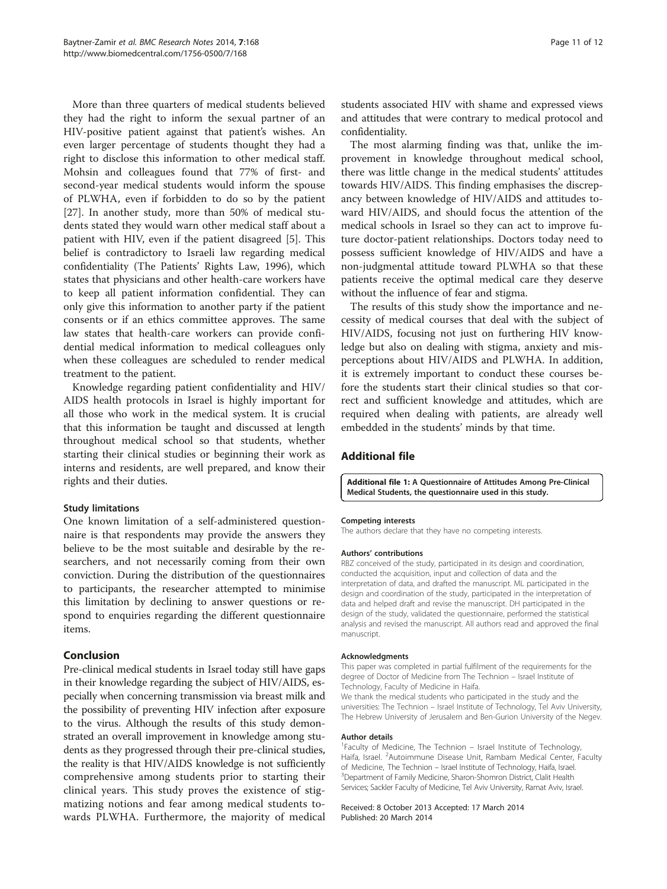More than three quarters of medical students believed they had the right to inform the sexual partner of an HIV-positive patient against that patient's wishes. An even larger percentage of students thought they had a right to disclose this information to other medical staff. Mohsin and colleagues found that 77% of first- and second-year medical students would inform the spouse of PLWHA, even if forbidden to do so by the patient [27]. In another study, more than 50% of medical students stated they would warn other medical staff about a patient with HIV, even if the patient disagreed [5]. This belief is contradictory to Israeli law regarding medical confidentiality (The Patients' Rights Law, 1996), which states that physicians and other health-care workers have to keep all patient information confidential. They can only give this information to another party if the patient consents or if an ethics committee approves. The same law states that health-care workers can provide confidential medical information to medical colleagues only when these colleagues are scheduled to render medical treatment to the patient.

Knowledge regarding patient confidentiality and HIV/AIDS health protocols in Israel is highly important for all those who work in the medical system. It is crucial that this information be taught and discussed at length throughout medical school so that students, whether starting their clinical studies or beginning their work as interns and residents, are well prepared, and know their rights and their duties.

### Study limitations

One known limitation of a self-administered questionnaire is that respondents may provide the answers they believe to be the most suitable and desirable by the researchers, and not necessarily coming from their own conviction. During the distribution of the questionnaires to participants, the researcher attempted to minimise this limitation by declining to answer questions or respond to enquiries regarding the different questionnaire items.

## Conclusion

Pre-clinical medical students in Israel today still have gaps in their knowledge regarding the subject of HIV/AIDS, especially when concerning transmission via breast milk and the possibility of preventing HIV infection after exposure to the virus. Although the results of this study demonstrated an overall improvement in knowledge among students as they progressed through their pre-clinical studies, the reality is that HIV/AIDS knowledge is not sufficiently comprehensive among students prior to starting their clinical years. This study proves the existence of stigmatizing notions and fear among medical students towards PLWHA. Furthermore, the majority of medical students associated HIV with shame and expressed views and attitudes that were contrary to medical protocol and confidentiality.

The most alarming finding was that, unlike the improvement in knowledge throughout medical school, there was little change in the medical students' attitudes towards HIV/AIDS. This finding emphasises the discrepancy between knowledge of HIV/AIDS and attitudes toward HIV/AIDS, and should focus the attention of the medical schools in Israel so they can act to improve future doctor-patient relationships. Doctors today need to possess sufficient knowledge of HIV/AIDS and have a non-judgmental attitude toward PLWHA so that these patients receive the optimal medical care they deserve without the influence of fear and stigma.

The results of this study show the importance and necessity of medical courses that deal with the subject of HIV/AIDS, focusing not just on furthering HIV knowledge but also on dealing with stigma, anxiety and misperceptions about HIV/AIDS and PLWHA. In addition, it is extremely important to conduct these courses before the students start their clinical studies so that correct and sufficient knowledge and attitudes, which are required when dealing with patients, are already well embedded in the students' minds by that time.

## Additional file

**Additional file 1: A Questionnaire of Attitudes Among Pre-Clinical Medical Students, the questionnaire used in this study.**

#### Competing interests

The authors declare that they have no competing interests.

#### Authors' contributions

RBZ conceived of the study, participated in its design and coordination, conducted the acquisition, input and collection of data and the interpretation of data, and drafted the manuscript. ML participated in the design and coordination of the study, participated in the interpretation of data and helped draft and revise the manuscript. DH participated in the design of the study, validated the questionnaire, performed the statistical analysis and revised the manuscript. All authors read and approved the final manuscript.

#### Acknowledgments

This paper was completed in partial fulfilment of the requirements for the degree of Doctor of Medicine from The Technion – Israel Institute of Technology, Faculty of Medicine in Haifa.

We thank the medical students who participated in the study and the universities: The Technion – Israel Institute of Technology, Tel Aviv University, The Hebrew University of Jerusalem and Ben-Gurion University of the Negev.

#### Author details

[1]Faculty of Medicine, The Technion – Israel Institute of Technology, Haifa, Israel. [2]Autoimmune Disease Unit, Rambam Medical Center, Faculty of Medicine, The Technion – Israel Institute of Technology, Haifa, Israel. [3]Department of Family Medicine, Sharon-Shomron District, Clalit Health Services; Sackler Faculty of Medicine, Tel Aviv University, Ramat Aviv, Israel.

Received: 8 October 2013 Accepted: 17 March 2014
Published: 20 March 2014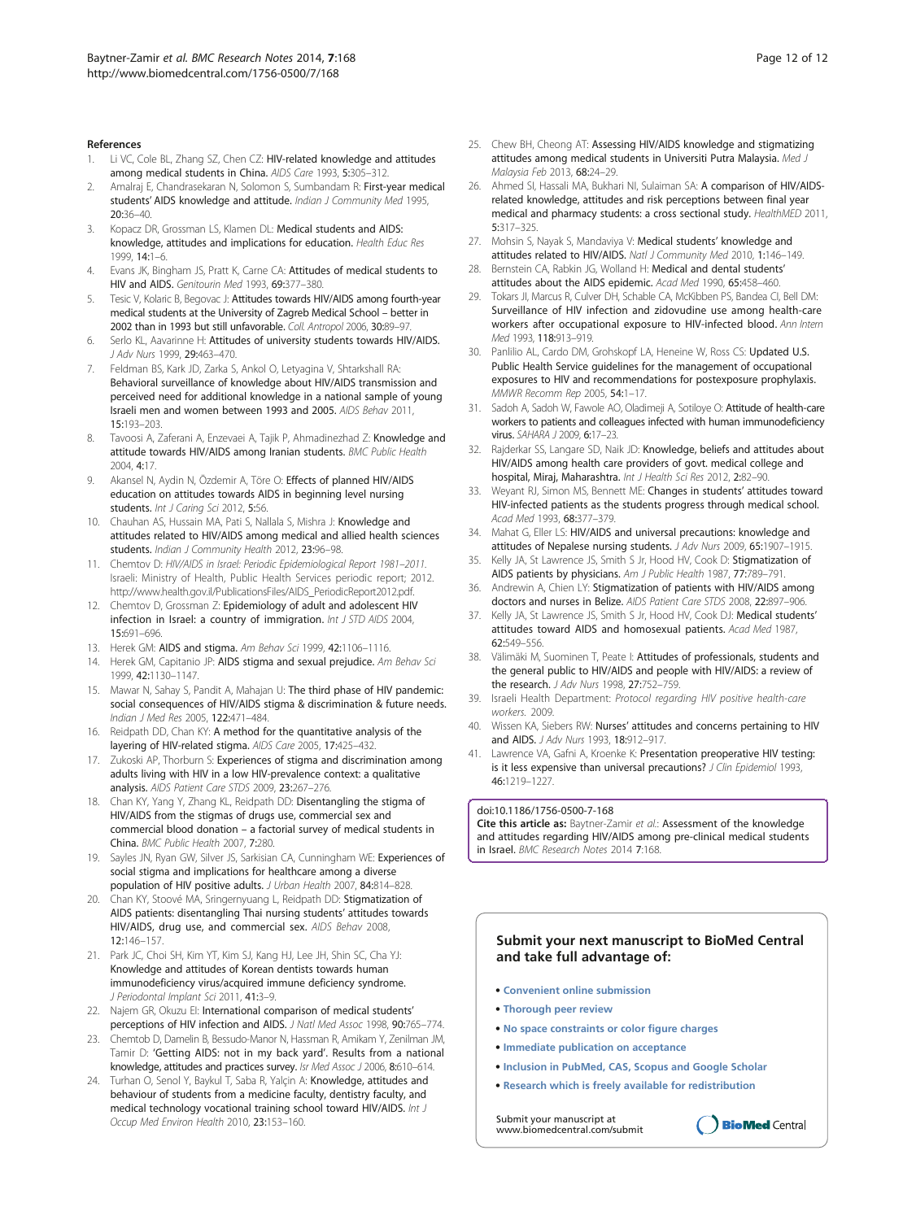## References

1. Li VC, Cole BL, Zhang SZ, Chen CZ: **HIV-related knowledge and attitudes among medical students in China.** *AIDS Care* 1993, **5**:305–312.
2. Amalraj E, Chandrasekaran N, Solomon S, Sumbandam R: **First-year medical students' AIDS knowledge and attitude.** *Indian J Community Med* 1995, **20**:36–40.
3. Kopacz DR, Grossman LS, Klamen DL: **Medical students and AIDS: knowledge, attitudes and implications for education.** *Health Educ Res* 1999, **14**:1–6.
4. Evans JK, Bingham JS, Pratt K, Carne CA: **Attitudes of medical students to HIV and AIDS.** *Genitourin Med* 1993, **69**:377–380.
5. Tesic V, Kolaric B, Begovac J: **Attitudes towards HIV/AIDS among fourth-year medical students at the University of Zagreb Medical School – better in 2002 than in 1993 but still unfavorable.** *Coll. Antropol* 2006, **30**:89–97.
6. Serlo KL, Aavarinne H: **Attitudes of university students towards HIV/AIDS.** *J Adv Nurs* 1999, **29**:463–470.
7. Feldman BS, Kark JD, Zarka S, Ankol O, Letyagina V, Shtarkshall RA: **Behavioral surveillance of knowledge about HIV/AIDS transmission and perceived need for additional knowledge in a national sample of young Israeli men and women between 1993 and 2005.** *AIDS Behav* 2011, **15**:193–203.
8. Tavoosi A, Zaferani A, Enzevaei A, Tajik P, Ahmadinezhad Z: **Knowledge and attitude towards HIV/AIDS among Iranian students.** *BMC Public Health* 2004, **4**:17.
9. Akansel N, Aydin N, Özdemir A, Töre O: **Effects of planned HIV/AIDS education on attitudes towards AIDS in beginning level nursing students.** *Int J Caring Sci* 2012, **5**:56.
10. Chauhan AS, Hussain MA, Pati S, Nallala S, Mishra J: **Knowledge and attitudes related to HIV/AIDS among medical and allied health sciences students.** *Indian J Community Health* 2012, **23**:96–98.
11. Chemtov D: *HIV/AIDS in Israel: Periodic Epidemiological Report 1981–2011.* Israeli: Ministry of Health, Public Health Services periodic report; 2012. http://www.health.gov.il/PublicationsFiles/AIDS_PeriodicReport2012.pdf.
12. Chemtov D, Grossman Z: **Epidemiology of adult and adolescent HIV infection in Israel: a country of immigration.** *Int J STD AIDS* 2004, **15**:691–696.
13. Herek GM: **AIDS and stigma.** *Am Behav Sci* 1999, **42**:1106–1116.
14. Herek GM, Capitanio JP: **AIDS stigma and sexual prejudice.** *Am Behav Sci* 1999, **42**:1130–1147.
15. Mawar N, Sahay S, Pandit A, Mahajan U: **The third phase of HIV pandemic: social consequences of HIV/AIDS stigma & discrimination & future needs.** *Indian J Med Res* 2005, **122**:471–484.
16. Reidpath DD, Chan KY: **A method for the quantitative analysis of the layering of HIV-related stigma.** *AIDS Care* 2005, **17**:425–432.
17. Zukoski AP, Thorburn S: **Experiences of stigma and discrimination among adults living with HIV in a low HIV-prevalence context: a qualitative analysis.** *AIDS Patient Care STDS* 2009, **23**:267–276.
18. Chan KY, Yang Y, Zhang KL, Reidpath DD: **Disentangling the stigma of HIV/AIDS from the stigmas of drugs use, commercial sex and commercial blood donation – a factorial survey of medical students in China.** *BMC Public Health* 2007, **7**:280.
19. Sayles JN, Ryan GW, Silver JS, Sarkisian CA, Cunningham WE: **Experiences of social stigma and implications for healthcare among a diverse population of HIV positive adults.** *J Urban Health* 2007, **84**:814–828.
20. Chan KY, Stoové MA, Sringernyuang L, Reidpath DD: **Stigmatization of AIDS patients: disentangling Thai nursing students' attitudes towards HIV/AIDS, drug use, and commercial sex.** *AIDS Behav* 2008, **12**:146–157.
21. Park JC, Choi SH, Kim YT, Kim SJ, Kang HJ, Lee JH, Shin SC, Cha YJ: **Knowledge and attitudes of Korean dentists towards human immunodeficiency virus/acquired immune deficiency syndrome.** *J Periodontal Implant Sci* 2011, **41**:3–9.
22. Najem GR, Okuzu EI: **International comparison of medical students' perceptions of HIV infection and AIDS.** *J Natl Med Assoc* 1998, **90**:765–774.
23. Chemtob D, Damelin B, Bessudo-Manor N, Hassman R, Amikam Y, Zenilman JM, Tamir D: **'Getting AIDS: not in my back yard'. Results from a national knowledge, attitudes and practices survey.** *Isr Med Assoc J* 2006, **8**:610–614.
24. Turhan O, Senol Y, Baykul T, Saba R, Yalçin A: **Knowledge, attitudes and behaviour of students from a medicine faculty, dentistry faculty, and medical technology vocational training school toward HIV/AIDS.** *Int J Occup Med Environ Health* 2010, **23**:153–160.
25. Chew BH, Cheong AT: **Assessing HIV/AIDS knowledge and stigmatizing attitudes among medical students in Universiti Putra Malaysia.** *Med J Malaysia Feb* 2013, **68**:24–29.
26. Ahmed SI, Hassali MA, Bukhari NI, Sulaiman SA: **A comparison of HIV/AIDS-related knowledge, attitudes and risk perceptions between final year medical and pharmacy students: a cross sectional study.** *HealthMED* 2011, **5**:317–325.
27. Mohsin S, Nayak S, Mandaviya V: **Medical students' knowledge and attitudes related to HIV/AIDS.** *Natl J Community Med* 2010, **1**:146–149.
28. Bernstein CA, Rabkin JG, Wolland H: **Medical and dental students' attitudes about the AIDS epidemic.** *Acad Med* 1990, **65**:458–460.
29. Tokars JI, Marcus R, Culver DH, Schable CA, McKibben PS, Bandea CI, Bell DM: **Surveillance of HIV infection and zidovudine use among health-care workers after occupational exposure to HIV-infected blood.** *Ann Intern Med* 1993, **118**:913–919.
30. Panlilio AL, Cardo DM, Grohskopf LA, Heneine W, Ross CS: **Updated U.S. Public Health Service guidelines for the management of occupational exposures to HIV and recommendations for postexposure prophylaxis.** *MMWR Recomm Rep* 2005, **54**:1–17.
31. Sadoh A, Sadoh W, Fawole AO, Oladimeji A, Sotiloye O: **Attitude of health-care workers to patients and colleagues infected with human immunodeficiency virus.** *SAHARA J* 2009, **6**:17–23.
32. Rajderkar SS, Langare SD, Naik JD: **Knowledge, beliefs and attitudes about HIV/AIDS among health care providers of govt. medical college and hospital, Miraj, Maharashtra.** *Int J Health Sci Res* 2012, **2**:82–90.
33. Weyant RJ, Simon MS, Bennett ME: **Changes in students' attitudes toward HIV-infected patients as the students progress through medical school.** *Acad Med* 1993, **68**:377–379.
34. Mahat G, Eller LS: **HIV/AIDS and universal precautions: knowledge and attitudes of Nepalese nursing students.** *J Adv Nurs* 2009, **65**:1907–1915.
35. Kelly JA, St Lawrence JS, Smith S Jr, Hood HV, Cook D: **Stigmatization of AIDS patients by physicians.** *Am J Public Health* 1987, **77**:789–791.
36. Andrewin A, Chien LY: **Stigmatization of patients with HIV/AIDS among doctors and nurses in Belize.** *AIDS Patient Care STDS* 2008, **22**:897–906.
37. Kelly JA, St Lawrence JS, Smith S Jr, Hood HV, Cook DJ: **Medical students' attitudes toward AIDS and homosexual patients.** *Acad Med* 1987, **62**:549–556.
38. Välimäki M, Suominen T, Peate I: **Attitudes of professionals, students and the general public to HIV/AIDS and people with HIV/AIDS: a review of the research.** *J Adv Nurs* 1998, **27**:752–759.
39. Israeli Health Department: *Protocol regarding HIV positive health-care workers.* 2009.
40. Wissen KA, Siebers RW: **Nurses' attitudes and concerns pertaining to HIV and AIDS.** *J Adv Nurs* 1993, **18**:912–917.
41. Lawrence VA, Gafni A, Kroenke K: **Presentation preoperative HIV testing: is it less expensive than universal precautions?** *J Clin Epidemiol* 1993, **46**:1219–1227.

doi:10.1186/1756-0500-7-168

**Cite this article as:** Baytner-Zamir *et al.*: Assessment of the knowledge and attitudes regarding HIV/AIDS among pre-clinical medical students in Israel. *BMC Research Notes* 2014 **7**:168.

**Submit your next manuscript to BioMed Central and take full advantage of:**

- **Convenient online submission**
- **Thorough peer review**
- **No space constraints or color figure charges**
- **Immediate publication on acceptance**
- **Inclusion in PubMed, CAS, Scopus and Google Scholar**
- **Research which is freely available for redistribution**

Submit your manuscript at www.biomedcentral.com/submit